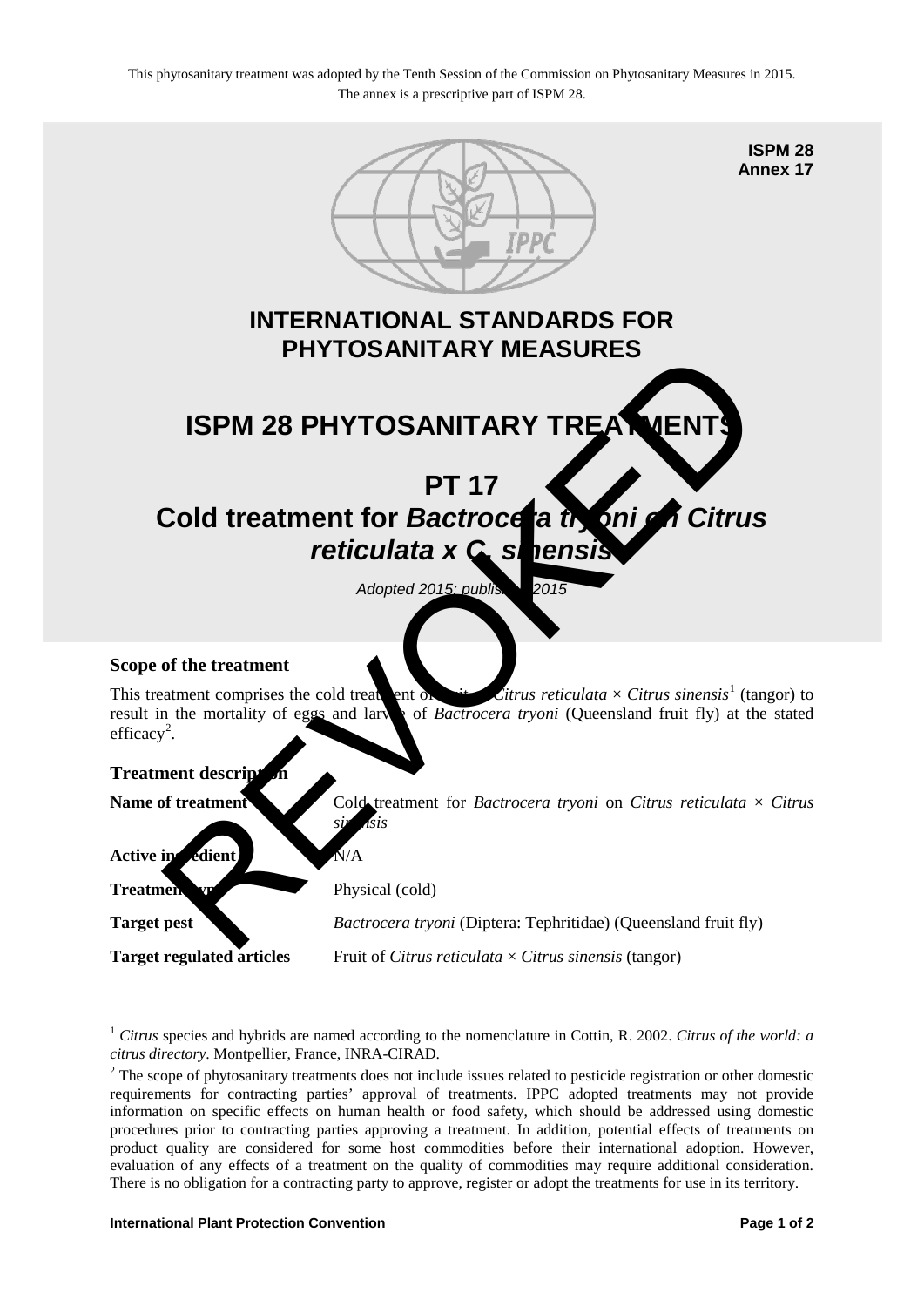This phytosanitary treatment was adopted by the Tenth Session of the Commission on Phytosanitary Measures in 2015. The annex is a prescriptive part of ISPM 28.

**ISPM 28**
**Annex 17**

# INTERNATIONAL STANDARDS FOR PHYTOSANITARY MEASURES

# ISPM 28 PHYTOSANITARY TREATMENTS

# PT 17
# Cold treatment for *Bactrocera tryoni* on *Citrus reticulata x C. sinensis*

*Adopted 2015; published 2015*

REVOKED

### Scope of the treatment

This treatment comprises the cold treatment of fruit of *Citrus reticulata* × *Citrus sinensis*[1] (tangor) to result in the mortality of eggs and larvae of *Bactrocera tryoni* (Queensland fruit fly) at the stated efficacy[2].

### Treatment description

| | |
|---|---|
| **Name of treatment** | Cold treatment for *Bactrocera tryoni* on *Citrus reticulata* × *Citrus sinensis* |
| **Active ingredient** | N/A |
| **Treatment type** | Physical (cold) |
| **Target pest** | *Bactrocera tryoni* (Diptera: Tephritidae) (Queensland fruit fly) |
| **Target regulated articles** | Fruit of *Citrus reticulata* × *Citrus sinensis* (tangor) |

[1] *Citrus* species and hybrids are named according to the nomenclature in Cottin, R. 2002. *Citrus of the world: a citrus directory*. Montpellier, France, INRA-CIRAD.

[2] The scope of phytosanitary treatments does not include issues related to pesticide registration or other domestic requirements for contracting parties' approval of treatments. IPPC adopted treatments may not provide information on specific effects on human health or food safety, which should be addressed using domestic procedures prior to contracting parties approving a treatment. In addition, potential effects of treatments on product quality are considered for some host commodities before their international adoption. However, evaluation of any effects of a treatment on the quality of commodities may require additional consideration. There is no obligation for a contracting party to approve, register or adopt the treatments for use in its territory.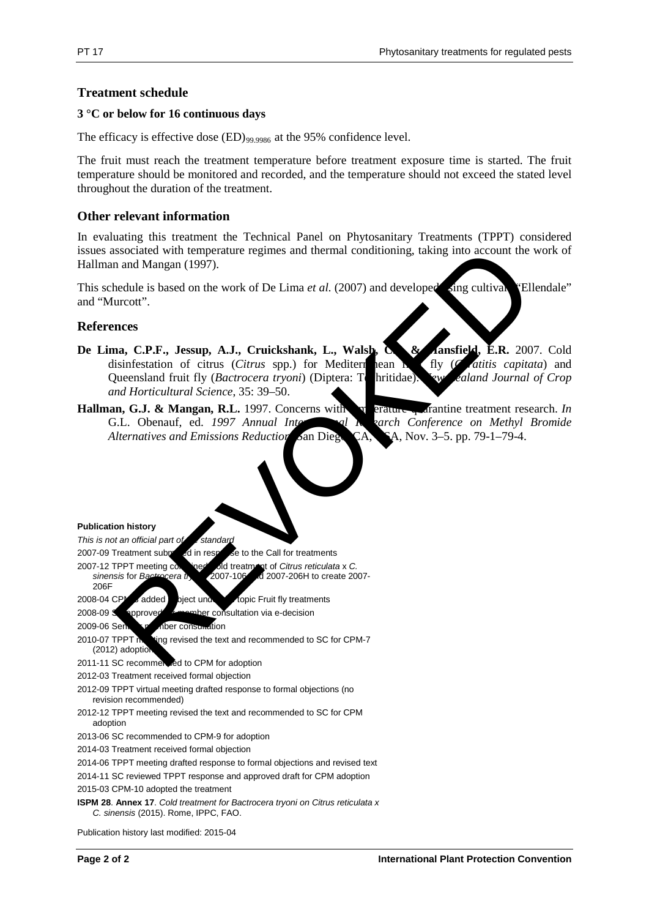## Treatment schedule

### 3 °C or below for 16 continuous days

The efficacy is effective dose $(ED)_{99.9986}$ at the 95% confidence level.

The fruit must reach the treatment temperature before treatment exposure time is started. The fruit temperature should be monitored and recorded, and the temperature should not exceed the stated level throughout the duration of the treatment.

## Other relevant information

In evaluating this treatment the Technical Panel on Phytosanitary Treatments (TPPT) considered issues associated with temperature regimes and thermal conditioning, taking into account the work of Hallman and Mangan (1997).

This schedule is based on the work of De Lima *et al.* (2007) and developed using cultivars "Ellendale" and "Murcott".

## References

**De Lima, C.P.F., Jessup, A.J., Cruickshank, L., Walsh, C.J. & Mansfield, E.R.** 2007. Cold disinfestation of citrus (*Citrus* spp.) for Mediterranean fruit fly (*Ceratitis capitata*) and Queensland fruit fly (*Bactrocera tryoni*) (Diptera: Tephritidae). *New Zealand Journal of Crop and Horticultural Science*, 35: 39–50.

**Hallman, G.J. & Mangan, R.L.** 1997. Concerns with temperature quarantine treatment research. *In* G.L. Obenauf, ed. *1997 Annual International Research Conference on Methyl Bromide Alternatives and Emissions Reductions*, San Diego, CA, USA, Nov. 3–5. pp. 79-1–79-4.

REVOKED

**Publication history**

*This is not an official part of the standard*

2007-09 Treatment submitted in response to the Call for treatments

2007-12 TPPT meeting combined cold treatment of *Citrus reticulata* x *C. sinensis* for *Bactrocera tryoni* 2007-106 and 2007-206H to create 2007-206F

2008-04 CPM-3 added subject under the topic Fruit fly treatments

2008-09 SC approved for member consultation via e-decision

2009-06 Sent for member consultation

2010-07 TPPT meeting revised the text and recommended to SC for CPM-7 (2012) adoption

2011-11 SC recommended to CPM for adoption

2012-03 Treatment received formal objection

2012-09 TPPT virtual meeting drafted response to formal objections (no revision recommended)

2012-12 TPPT meeting revised the text and recommended to SC for CPM adoption

2013-06 SC recommended to CPM-9 for adoption

2014-03 Treatment received formal objection

2014-06 TPPT meeting drafted response to formal objections and revised text

2014-11 SC reviewed TPPT response and approved draft for CPM adoption

2015-03 CPM-10 adopted the treatment

**ISPM 28**. **Annex 17**. *Cold treatment for Bactrocera tryoni on Citrus reticulata x C. sinensis* (2015). Rome, IPPC, FAO.

Publication history last modified: 2015-04